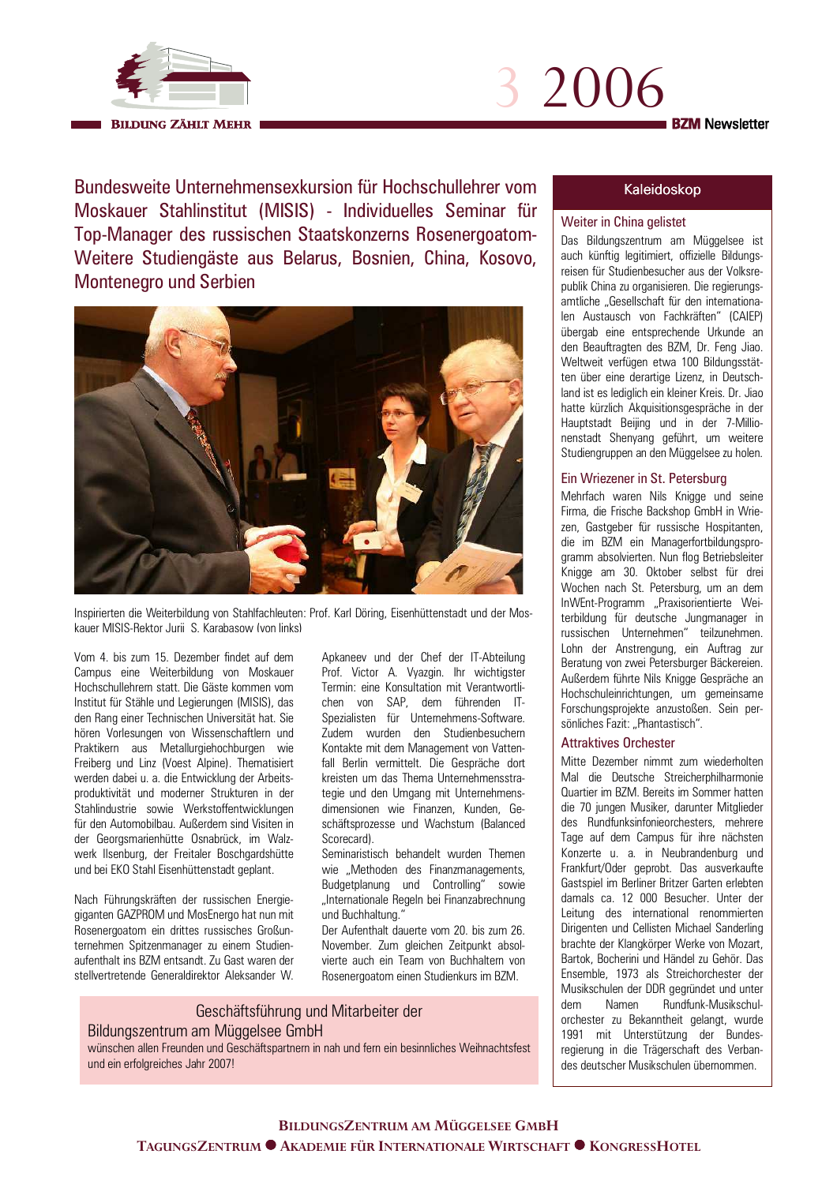BILDUNG ZÄHLT MEHR

3 2006

BZM Newsletter

# Bundesweite Unternehmensexkursion für Hochschullehrer vom Moskauer Stahlinstitut (MISIS) - Individuelles Seminar für Top-Manager des russischen Staatskonzerns Rosenergoatom- Weitere Studiengäste aus Belarus, Bosnien, China, Kosovo, Montenegro und Serbien

Inspirierten die Weiterbildung von Stahlfachleuten: Prof. Karl Döring, Eisenhüttenstadt und der Moskauer MISIS-Rektor Jurii S. Karabasow (von links)

Vom 4. bis zum 15. Dezember findet auf dem Campus eine Weiterbildung von Moskauer Hochschullehrern statt. Die Gäste kommen vom Institut für Stähle und Legierungen (MISIS), das den Rang einer Technischen Universität hat. Sie hören Vorlesungen von Wissenschaftlern und Praktikern aus Metallurgiehochburgen wie Freiberg und Linz (Voest Alpine). Thematisiert werden dabei u. a. die Entwicklung der Arbeitsproduktivität und moderner Strukturen in der Stahlindustrie sowie Werkstoffentwicklungen für den Automobilbau. Außerdem sind Visiten in der Georgsmarienhütte Osnabrück, im Walzwerk Ilsenburg, der Freitaler Boschgardshütte und bei EKO Stahl Eisenhüttenstadt geplant.

Nach Führungskräften der russischen Energiegiganten GAZPROM und MosEnergo hat nun mit Rosenergoatom ein drittes russisches Großunternehmen Spitzenmanager zu einem Studienaufenthalt ins BZM entsandt. Zu Gast waren der stellvertretende Generaldirektor Aleksander W. Apkaneev und der Chef der IT-Abteilung Prof. Victor A. Vyazgin. Ihr wichtigster Termin: eine Konsultation mit Verantwortlichen von SAP, dem führenden IT-Spezialisten für Unternehmens-Software. Zudem wurden den Studienbesuchern Kontakte mit dem Management von Vattenfall Berlin vermittelt. Die Gespräche dort kreisten um das Thema Unternehmensstrategie und den Umgang mit Unternehmensdimensionen wie Finanzen, Kunden, Geschäftsprozesse und Wachstum (Balanced Scorecard).

Seminaristisch behandelt wurden Themen wie „Methoden des Finanzmanagements, Budgetplanung und Controlling" sowie „Internationale Regeln bei Finanzabrechnung und Buchhaltung."

Der Aufenthalt dauerte vom 20. bis zum 26. November. Zum gleichen Zeitpunkt absolvierte auch ein Team von Buchhaltern von Rosenergoatom einen Studienkurs im BZM.

Geschäftsführung und Mitarbeiter der Bildungszentrum am Müggelsee GmbH
wünschen allen Freunden und Geschäftspartnern in nah und fern ein besinnliches Weihnachtsfest und ein erfolgreiches Jahr 2007!

## Kaleidoskop

### Weiter in China gelistet

Das Bildungszentrum am Müggelsee ist auch künftig legitimiert, offizielle Bildungsreisen für Studienbesucher aus der Volksrepublik China zu organisieren. Die regierungsamtliche „Gesellschaft für den internationalen Austausch von Fachkräften" (CAIEP) übergab eine entsprechende Urkunde an den Beauftragten des BZM, Dr. Feng Jiao. Weltweit verfügen etwa 100 Bildungsstätten über eine derartige Lizenz, in Deutschland ist es lediglich ein kleiner Kreis. Dr. Jiao hatte kürzlich Akquisitionsgespräche in der Hauptstadt Beijing und in der 7-Millionenstadt Shenyang geführt, um weitere Studiengruppen an den Müggelsee zu holen.

### Ein Wriezener in St. Petersburg

Mehrfach waren Nils Knigge und seine Firma, die Frische Backshop GmbH in Wriezen, Gastgeber für russische Hospitanten, die im BZM ein Managerfortbildungsprogramm absolvierten. Nun flog Betriebsleiter Knigge am 30. Oktober selbst für drei Wochen nach St. Petersburg, um an dem InWEnt-Programm „Praxisorientierte Weiterbildung für deutsche Jungmanager in russischen Unternehmen" teilzunehmen. Lohn der Anstrengung, ein Auftrag zur Beratung von zwei Petersburger Bäckereien. Außerdem führte Nils Knigge Gespräche an Hochschuleinrichtungen, um gemeinsame Forschungsprojekte anzustoßen. Sein persönliches Fazit: „Phantastisch".

### Attraktives Orchester

Mitte Dezember nimmt zum wiederholten Mal die Deutsche Streicherphilharmonie Quartier im BZM. Bereits im Sommer hatten die 70 jungen Musiker, darunter Mitglieder des Rundfunksinfonieorchesters, mehrere Tage auf dem Campus für ihre nächsten Konzerte u. a. in Neubrandenburg und Frankfurt/Oder geprobt. Das ausverkaufte Gastspiel im Berliner Britzer Garten erlebten damals ca. 12 000 Besucher. Unter der Leitung des international renommierten Dirigenten und Cellisten Michael Sanderling brachte der Klangkörper Werke von Mozart, Bartok, Bocherini und Händel zu Gehör. Das Ensemble, 1973 als Streichorchester der Musikschulen der DDR gegründet und unter dem Namen Rundfunk-Musikschulorchester zu Bekanntheit gelangt, wurde 1991 mit Unterstützung der Bundesregierung in die Trägerschaft des Verbandes deutscher Musikschulen übernommen.

BILDUNGSZENTRUM AM MÜGGELSEE GMBH
TAGUNGSZENTRUM ● AKADEMIE FÜR INTERNATIONALE WIRTSCHAFT ● KONGRESSHOTEL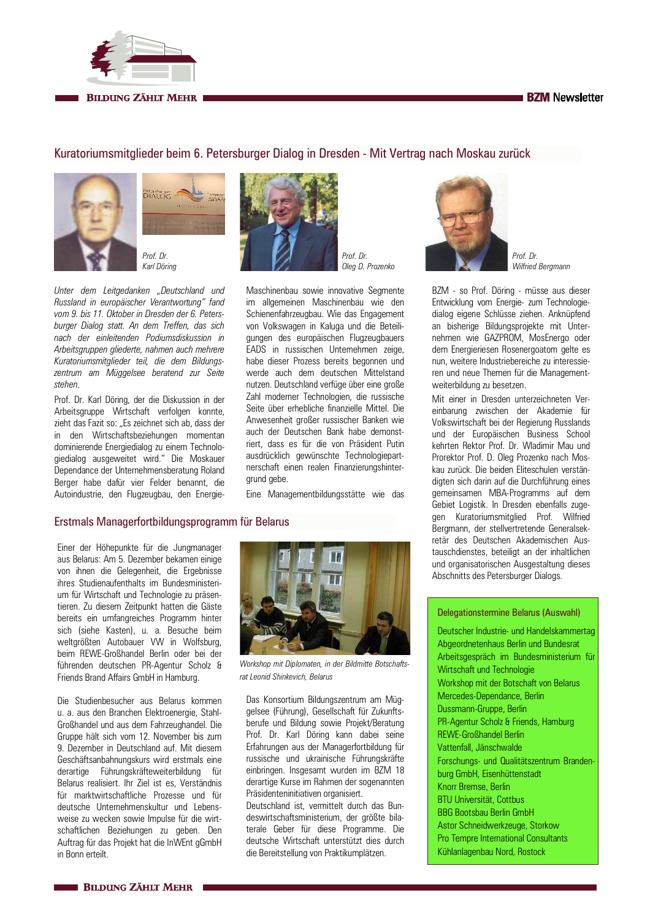## Kuratoriumsmitglieder beim 6. Petersburger Dialog in Dresden - Mit Vertrag nach Moskau zurück

*Prof. Dr. Karl Döring*

*Prof. Dr. Oleg D. Prozenko*

*Prof. Dr. Wilfried Bergmann*

*Unter dem Leitgedanken „Deutschland und Russland in europäischer Verantwortung" fand vom 9. bis 11. Oktober in Dresden der 6. Petersburger Dialog statt. An dem Treffen, das sich nach der einleitenden Podiumsdiskussion in Arbeitsgruppen gliederte, nahmen auch mehrere Kuratoriumsmitglieder teil, die dem Bildungszentrum am Müggelsee beratend zur Seite stehen.*

Prof. Dr. Karl Döring, der die Diskussion in der Arbeitsgruppe Wirtschaft verfolgen konnte, zieht das Fazit so: „Es zeichnet sich ab, dass der in den Wirtschaftsbeziehungen momentan dominierende Energiedialog zu einem Technologiedialog ausgeweitet wird." Die Moskauer Dependance der Unternehmensberatung Roland Berger habe dafür vier Felder benannt, die Autoindustrie, den Flugzeugbau, den Energie-Maschinenbau sowie innovative Segmente im allgemeinen Maschinenbau wie den Schienenfahrzeugbau. Wie das Engagement von Volkswagen in Kaluga und die Beteiligungen des europäischen Flugzeugbauers EADS in russischen Unternehmen zeige, habe dieser Prozess bereits begonnen und werde auch dem deutschen Mittelstand nutzen. Deutschland verfüge über eine große Zahl moderner Technologien, die russische Seite über erhebliche finanzielle Mittel. Die Anwesenheit großer russischer Banken wie auch der Deutschen Bank habe demonstriert, dass es für die von Präsident Putin ausdrücklich gewünschte Technologiepartnerschaft einen realen Finanzierungshintergrund gebe.

Eine Managementbildungsstätte wie das BZM - so Prof. Döring - müsse aus dieser Entwicklung vom Energie- zum Technologiedialog eigene Schlüsse ziehen. Anknüpfend an bisherige Bildungsprojekte mit Unternehmen wie GAZPROM, MosEnergo oder dem Energieriesen Rosenergoatom gelte es nun, weitere Industriebereiche zu interessieren und neue Themen für die Managementweiterbildung zu besetzen.

Mit einer in Dresden unterzeichneten Vereinbarung zwischen der Akademie für Volkswirtschaft bei der Regierung Russlands und der Europäischen Business School kehrten Rektor Prof. Dr. Wladimir Mau und Prorektor Prof. D. Oleg Prozenko nach Moskau zurück. Die beiden Eliteschulen verständigten sich darin auf die Durchführung eines gemeinsamen MBA-Programms auf dem Gebiet Logistik. In Dresden ebenfalls zugegen Kuratoriumsmitglied Prof. Wilfried Bergmann, der stellvertretende Generalsekretär des Deutschen Akademischen Austauschdienstes, beteiligt an der inhaltlichen und organisatorischen Ausgestaltung dieses Abschnitts des Petersburger Dialogs.

## Erstmals Managerfortbildungsprogramm für Belarus

Einer der Höhepunkte für die Jungmanager aus Belarus: Am 5. Dezember bekamen einige von ihnen die Gelegenheit, die Ergebnisse ihres Studienaufenthalts im Bundesministerium für Wirtschaft und Technologie zu präsentieren. Zu diesem Zeitpunkt hatten die Gäste bereits ein umfangreiches Programm hinter sich (siehe Kasten), u. a. Besuche beim weltgrößten Autobauer VW in Wolfsburg, beim REWE-Großhandel Berlin oder bei der führenden deutschen PR-Agentur Scholz & Friends Brand Affairs GmbH in Hamburg.

Die Studienbesucher aus Belarus kommen u. a. aus den Branchen Elektroenergie, Stahl-Großhandel und aus dem Fahrzeughandel. Die Gruppe hält sich vom 12. November bis zum 9. Dezember in Deutschland auf. Mit diesem Geschäftsanbahnungskurs wird erstmals eine derartige Führungskräfteweiterbildung für Belarus realisiert. Ihr Ziel ist es, Verständnis für marktwirtschaftliche Prozesse und für deutsche Unternehmenskultur und Lebensweise zu wecken sowie Impulse für die wirtschaftlichen Beziehungen zu geben. Den Auftrag für das Projekt hat die InWEnt gGmbH in Bonn erteilt.

*Workshop mit Diplomaten, in der Bildmitte Botschaftsrat Leonid Shinkevich, Belarus*

Das Konsortium Bildungszentrum am Müggelsee (Führung), Gesellschaft für Zukunftsberufe und Bildung sowie Projekt/Beratung Prof. Dr. Karl Döring kann dabei seine Erfahrungen aus der Managerfortbildung für russische und ukrainische Führungskräfte einbringen. Insgesamt wurden im BZM 18 derartige Kurse im Rahmen der sogenannten Präsidenteninitiativen organisiert.

Deutschland ist, vermittelt durch das Bundeswirtschaftsministerium, der größte bilaterale Geber für diese Programme. Die deutsche Wirtschaft unterstützt dies durch die Bereitstellung von Praktikumplätzen.

### Delegationstermine Belarus (Auswahl)

Deutscher Industrie- und Handelskammertag
Abgeordnetenhaus Berlin und Bundesrat
Arbeitsgespräch im Bundesministerium für Wirtschaft und Technologie
Workshop mit der Botschaft von Belarus
Mercedes-Dependance, Berlin
Dussmann-Gruppe, Berlin
PR-Agentur Scholz & Friends, Hamburg
REWE-Großhandel Berlin
Vattenfall, Jänschwalde
Forschungs- und Qualitätszentrum Brandenburg GmbH, Eisenhüttenstadt
Knorr Bremse, Berlin
BTU Universität, Cottbus
BBG Bootsbau Berlin GmbH
Astor Schneidwerkzeuge, Storkow
Pro Tempre International Consultants
Kühlanlagenbau Nord, Rostock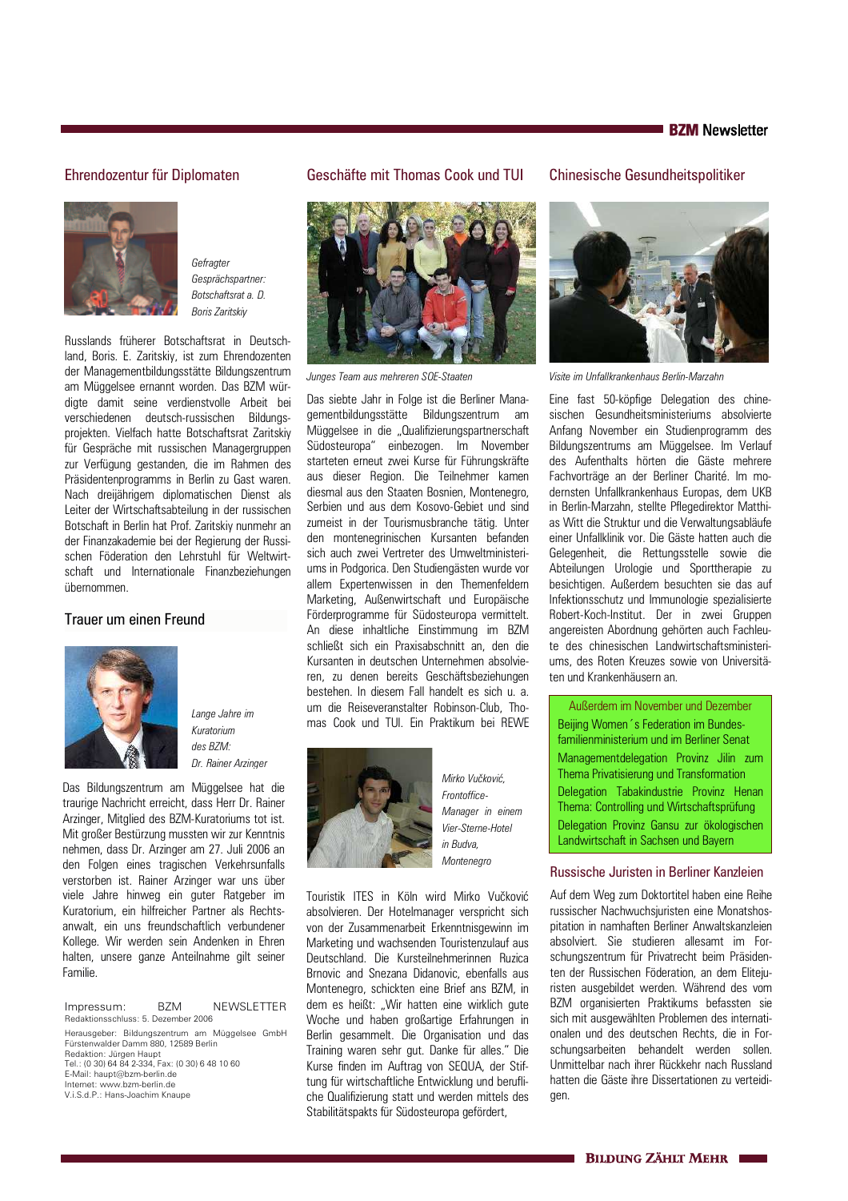## Ehrendozentur für Diplomaten

*Gefragter Gesprächspartner: Botschaftsrat a. D. Boris Zaritskiy*

Russlands früherer Botschaftsrat in Deutschland, Boris. E. Zaritskiy, ist zum Ehrendozenten der Managementbildungsstätte Bildungszentrum am Müggelsee ernannt worden. Das BZM würdigte damit seine verdienstvolle Arbeit bei verschiedenen deutsch-russischen Bildungsprojekten. Vielfach hatte Botschaftsrat Zaritskiy für Gespräche mit russischen Managergruppen zur Verfügung gestanden, die im Rahmen des Präsidentenprogramms in Berlin zu Gast waren. Nach dreijährigem diplomatischen Dienst als Leiter der Wirtschaftsabteilung in der russischen Botschaft in Berlin hat Prof. Zaritskiy nunmehr an der Finanzakademie bei der Regierung der Russischen Föderation den Lehrstuhl für Weltwirtschaft und Internationale Finanzbeziehungen übernommen.

## Trauer um einen Freund

*Lange Jahre im Kuratorium des BZM: Dr. Rainer Arzinger*

Das Bildungszentrum am Müggelsee hat die traurige Nachricht erreicht, dass Herr Dr. Rainer Arzinger, Mitglied des BZM-Kuratoriums tot ist. Mit großer Bestürzung mussten wir zur Kenntnis nehmen, dass Dr. Arzinger am 27. Juli 2006 an den Folgen eines tragischen Verkehrsunfalls verstorben ist. Rainer Arzinger war uns über viele Jahre hinweg ein guter Ratgeber im Kuratorium, ein hilfreicher Partner als Rechtsanwalt, ein uns freundschaftlich verbundener Kollege. Wir werden sein Andenken in Ehren halten, unsere ganze Anteilnahme gilt seiner Familie.

Impressum: BZM NEWSLETTER
Redaktionsschluss: 5. Dezember 2006

Herausgeber: Bildungszentrum am Müggelsee GmbH
Fürstenwalder Damm 880, 12589 Berlin
Redaktion: Jürgen Haupt
Tel.: (0 30) 64 84 2-334, Fax: (0 30) 6 48 10 60
E-Mail: haupt@bzm-berlin.de
Internet: www.bzm-berlin.de
V.i.S.d.P.: Hans-Joachim Knaupe

## Geschäfte mit Thomas Cook und TUI

*Junges Team aus mehreren SOE-Staaten*

Das siebte Jahr in Folge ist die Berliner Managementbildungsstätte Bildungszentrum am Müggelsee in die „Qualifizierungspartnerschaft Südosteuropa" einbezogen. Im November starteten erneut zwei Kurse für Führungskräfte aus dieser Region. Die Teilnehmer kamen diesmal aus den Staaten Bosnien, Montenegro, Serbien und aus dem Kosovo-Gebiet und sind zumeist in der Tourismusbranche tätig. Unter den montenegrinischen Kursanten befanden sich auch zwei Vertreter des Umweltministeriums in Podgorica. Den Studiengästen wurde vor allem Expertenwissen in den Themenfeldern Marketing, Außenwirtschaft und Europäische Förderprogramme für Südosteuropa vermittelt. An diese inhaltliche Einstimmung im BZM schließt sich ein Praxisabschnitt an, den die Kursanten in deutschen Unternehmen absolvieren, zu denen bereits Geschäftsbeziehungen bestehen. In diesem Fall handelt es sich u. a. um die Reiseveranstalter Robinson-Club, Thomas Cook und TUI. Ein Praktikum bei REWE

*Mirko Vučković, Frontoffice-Manager in einem Vier-Sterne-Hotel in Budva, Montenegro*

Touristik ITES in Köln wird Mirko Vučković absolvieren. Der Hotelmanager verspricht sich von der Zusammenarbeit Erkenntnisgewinn im Marketing und wachsenden Touristenzulauf aus Deutschland. Die Kursteilnehmerinnen Ruzica Brnovic and Snezana Didanovic, ebenfalls aus Montenegro, schickten eine Brief ans BZM, in dem es heißt: „Wir hatten eine wirklich gute Woche und haben großartige Erfahrungen in Berlin gesammelt. Die Organisation und das Training waren sehr gut. Danke für alles." Die Kurse finden im Auftrag von SEQUA, der Stiftung für wirtschaftliche Entwicklung und berufliche Qualifizierung statt und werden mittels des Stabilitätspakts für Südosteuropa gefördert,

## Chinesische Gesundheitspolitiker

*Visite im Unfallkrankenhaus Berlin-Marzahn*

Eine fast 50-köpfige Delegation des chinesischen Gesundheitsministeriums absolvierte Anfang November ein Studienprogramm des Bildungszentrums am Müggelsee. Im Verlauf des Aufenthalts hörten die Gäste mehrere Fachvorträge an der Berliner Charité. Im modernsten Unfallkrankenhaus Europas, dem UKB in Berlin-Marzahn, stellte Pflegedirektor Matthias Witt die Struktur und die Verwaltungsabläufe einer Unfallklinik vor. Die Gäste hatten auch die Gelegenheit, die Rettungsstelle sowie die Abteilungen Urologie und Sporttherapie zu besichtigen. Außerdem besuchten sie das auf Infektionsschutz und Immunologie spezialisierte Robert-Koch-Institut. Der in zwei Gruppen angereisten Abordnung gehörten auch Fachleute des chinesischen Landwirtschaftsministeriums, des Roten Kreuzes sowie von Universitäten und Krankenhäusern an.

**Außerdem im November und Dezember**

- Beijing Women´s Federation im Bundesfamilienministerium und im Berliner Senat
- Managementdelegation Provinz Jilin zum Thema Privatisierung und Transformation
- Delegation Tabakindustrie Provinz Henan Thema: Controlling und Wirtschaftsprüfung
- Delegation Provinz Gansu zur ökologischen Landwirtschaft in Sachsen und Bayern

## Russische Juristen in Berliner Kanzleien

Auf dem Weg zum Doktortitel haben eine Reihe russischer Nachwuchsjuristen eine Monatshospitation in namhaften Berliner Anwaltskanzleien absolviert. Sie studieren allesamt im Forschungszentrum für Privatrecht beim Präsidenten der Russischen Föderation, an dem Elitejuristen ausgebildet werden. Während des vom BZM organisierten Praktikums befassten sie sich mit ausgewählten Problemen des internationalen und des deutschen Rechts, die in Forschungsarbeiten behandelt werden sollen. Unmittelbar nach ihrer Rückkehr nach Russland hatten die Gäste ihre Dissertationen zu verteidigen.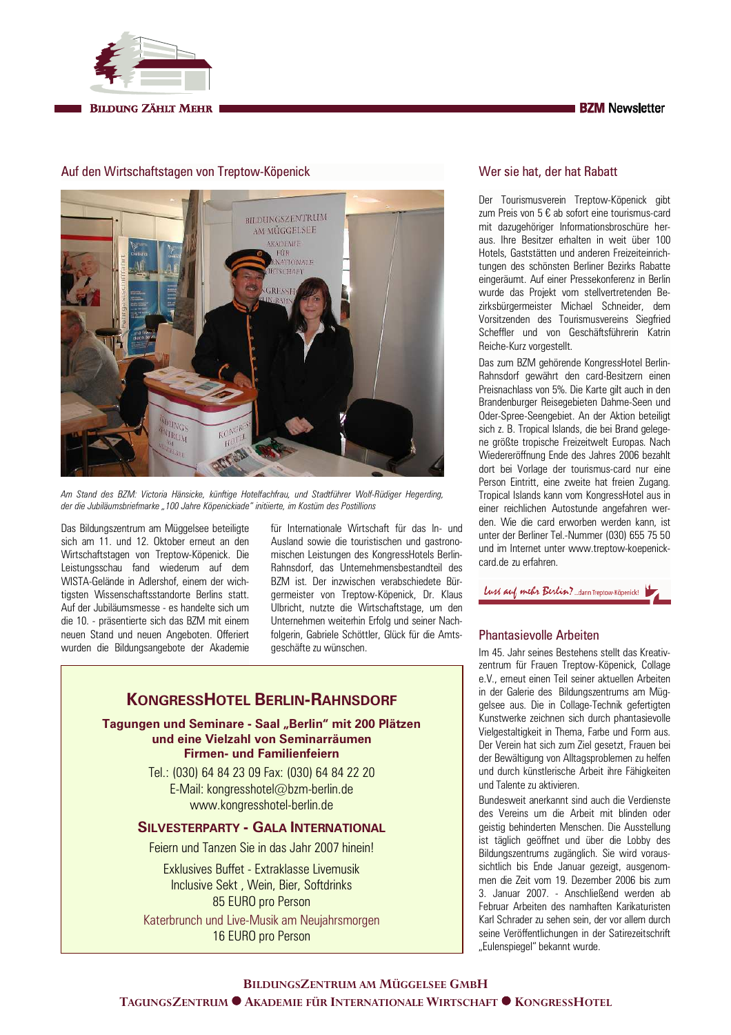## Auf den Wirtschaftstagen von Treptow-Köpenick

*Am Stand des BZM: Victoria Hänsicke, künftige Hotelfachfrau, und Stadtführer Wolf-Rüdiger Hegerding, der die Jubiläumsbriefmarke „100 Jahre Köpenickiade" initiierte, im Kostüm des Postillions*

Das Bildungszentrum am Müggelsee beteiligte sich am 11. und 12. Oktober erneut an den Wirtschaftstagen von Treptow-Köpenick. Die Leistungsschau fand wiederum auf dem WISTA-Gelände in Adlershof, einem der wichtigsten Wissenschaftsstandorte Berlins statt. Auf der Jubiläumsmesse - es handelte sich um die 10. - präsentierte sich das BZM mit einem neuen Stand und neuen Angeboten. Offeriert wurden die Bildungsangebote der Akademie für Internationale Wirtschaft für das In- und Ausland sowie die touristischen und gastronomischen Leistungen des KongressHotels Berlin-Rahnsdorf, das Unternehmensbestandteil des BZM ist. Der inzwischen verabschiedete Bürgermeister von Treptow-Köpenick, Dr. Klaus Ulbricht, nutzte die Wirtschaftstage, um den Unternehmen weiterhin Erfolg und seiner Nachfolgerin, Gabriele Schöttler, Glück für die Amtsgeschäfte zu wünschen.

### KongressHotel Berlin-Rahnsdorf

**Tagungen und Seminare - Saal „Berlin" mit 200 Plätzen und eine Vielzahl von Seminarräumen**
**Firmen- und Familienfeiern**

Tel.: (030) 64 84 23 09 Fax: (030) 64 84 22 20
E-Mail: kongresshotel@bzm-berlin.de
www.kongresshotel-berlin.de

### Silvesterparty - Gala International

Feiern und Tanzen Sie in das Jahr 2007 hinein!

Exklusives Buffet - Extraklasse Livemusik
Inclusive Sekt , Wein, Bier, Softdrinks
85 EURO pro Person

Katerbrunch und Live-Musik am Neujahrsmorgen
16 EURO pro Person

## Wer sie hat, der hat Rabatt

Der Tourismusverein Treptow-Köpenick gibt zum Preis von 5 € ab sofort eine tourismus-card mit dazugehöriger Informationsbroschüre heraus. Ihre Besitzer erhalten in weit über 100 Hotels, Gaststätten und anderen Freizeiteinrichtungen des schönsten Berliner Bezirks Rabatte eingeräumt. Auf einer Pressekonferenz in Berlin wurde das Projekt vom stellvertretenden Bezirksbürgermeister Michael Schneider, dem Vorsitzenden des Tourismusvereins Siegfried Scheffler und von Geschäftsführerin Katrin Reiche-Kurz vorgestellt.

Das zum BZM gehörende KongressHotel Berlin-Rahnsdorf gewährt den card-Besitzern einen Preisnachlass von 5%. Die Karte gilt auch in den Brandenburger Reisegebieten Dahme-Seen und Oder-Spree-Seengebiet. An der Aktion beteiligt sich z. B. Tropical Islands, die bei Brand gelegene größte tropische Freizeitwelt Europas. Nach Wiedereröffnung Ende des Jahres 2006 bezahlt dort bei Vorlage der tourismus-card nur eine Person Eintritt, eine zweite hat freien Zugang. Tropical Islands kann vom KongressHotel aus in einer reichlichen Autostunde angefahren werden. Wie die card erworben werden kann, ist unter der Berliner Tel.-Nummer (030) 655 75 50 und im Internet unter www.treptow-koepenick-card.de zu erfahren.

*Lust auf mehr Berlin? ...dann Treptow-Köpenick!*

## Phantasievolle Arbeiten

Im 45. Jahr seines Bestehens stellt das Kreativzentrum für Frauen Treptow-Köpenick, Collage e.V., erneut einen Teil seiner aktuellen Arbeiten in der Galerie des Bildungszentrums am Müggelsee aus. Die in Collage-Technik gefertigten Kunstwerke zeichnen sich durch phantasievolle Vielgestaltigkeit in Thema, Farbe und Form aus. Der Verein hat sich zum Ziel gesetzt, Frauen bei der Bewältigung von Alltagsproblemen zu helfen und durch künstlerische Arbeit ihre Fähigkeiten und Talente zu aktivieren.

Bundesweit anerkannt sind auch die Verdienste des Vereins um die Arbeit mit blinden oder geistig behinderten Menschen. Die Ausstellung ist täglich geöffnet und über die Lobby des Bildungszentrums zugänglich. Sie wird voraussichtlich bis Ende Januar gezeigt, ausgenommen die Zeit vom 19. Dezember 2006 bis zum 3. Januar 2007. - Anschließend werden ab Februar Arbeiten des namhaften Karikaturisten Karl Schrader zu sehen sein, der vor allem durch seine Veröffentlichungen in der Satirezeitschrift „Eulenspiegel" bekannt wurde.

**Bildungszentrum am Müggelsee GmbH**
**TagungsZentrum ● Akademie für Internationale Wirtschaft ● KongressHotel**